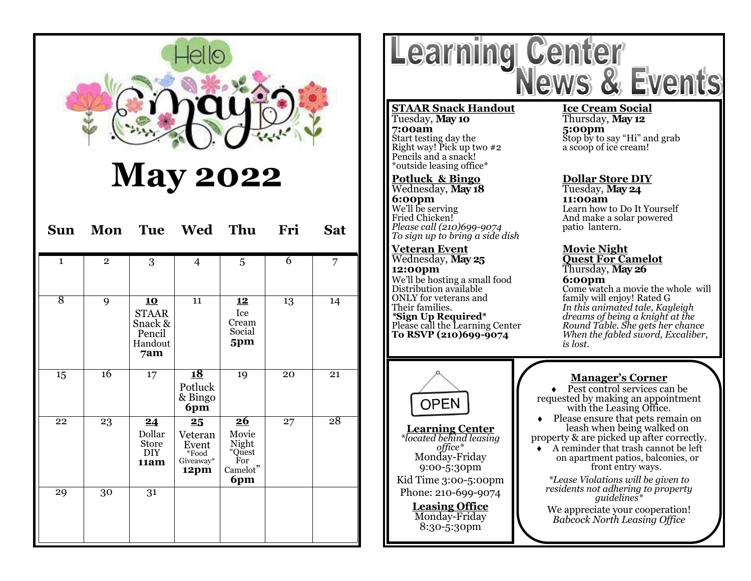# May 2022

| Sun | Mon | Tue | Wed | Thu | Fri | Sat |
|---|---|---|---|---|---|---|
| 1 | 2 | 3 | 4 | 5 | 6 | 7 |
| 8 | 9 | **10** STAAR Snack & Pencil Handout **7am** | 11 | **12** Ice Cream Social **5pm** | 13 | 14 |
| 15 | 16 | 17 | **18** Potluck & Bingo **6pm** | 19 | 20 | 21 |
| 22 | 23 | **24** Dollar Store DIY **11am** | **25** Veteran Event *Food Giveaway* **12pm** | **26** Movie Night "Quest For Camelot" **6pm** | 27 | 28 |
| 29 | 30 | 31 | | | | |

# Learning Center News & Events

**STAAR Snack Handout**
Tuesday, **May 10**
**7:00am**
Start testing day the Right way! Pick up two #2 Pencils and a snack!
*outside leasing office*

**Ice Cream Social**
Thursday, **May 12**
**5:00pm**
Stop by to say "Hi" and grab a scoop of ice cream!

**Potluck & Bingo**
Wednesday, **May 18**
**6:00pm**
We'll be serving Fried Chicken!
*Please call (210)699-9074 To sign up to bring a side dish*

**Dollar Store DIY**
Tuesday, **May 24**
**11:00am**
Learn how to Do It Yourself And make a solar powered patio lantern.

**Veteran Event**
Wednesday, **May 25**
**12:00pm**
We'll be hosting a small food Distribution available ONLY for veterans and Their families.
**\*Sign Up Required\***
Please call the Learning Center
**To RSVP (210)699-9074**

**Movie Night**
**Quest For Camelot**
Thursday, **May 26**
**6:00pm**
Come watch a movie the whole will family will enjoy! Rated G
*In this animated tale, Kayleigh dreams of being a knight at the Round Table. She gets her chance When the fabled sword, Excaliber, is lost.*

OPEN

**Learning Center**
*\*located behind leasing office\**
Monday-Friday
9:00-5:30pm
Kid Time 3:00-5:00pm
Phone: 210-699-9074

**Leasing Office**
Monday-Friday
8:30-5:30pm

**Manager's Corner**

- Pest control services can be requested by making an appointment with the Leasing Office.
- Please ensure that pets remain on leash when being walked on property & are picked up after correctly.
- A reminder that trash cannot be left on apartment patios, balconies, or front entry ways.

*\*Lease Violations will be given to residents not adhering to property guidelines\**

We appreciate your cooperation!
*Babcock North Leasing Office*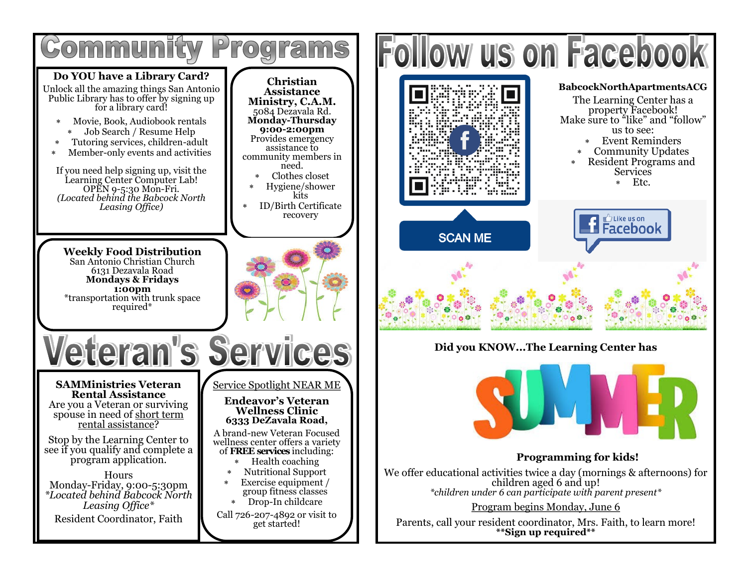# Community Programs

### Do YOU have a Library Card?

Unlock all the amazing things San Antonio Public Library has to offer by signing up for a library card!

* Movie, Book, Audiobook rentals
* Job Search / Resume Help
* Tutoring services, children-adult
* Member-only events and activities

If you need help signing up, visit the Learning Center Computer Lab! OPEN 9-5:30 Mon-Fri. *(Located behind the Babcock North Leasing Office)*

### Christian Assistance Ministry, C.A.M.

5084 Dezavala Rd.
**Monday-Thursday 9:00-2:00pm**

Provides emergency assistance to community members in need.

* Clothes closet
* Hygiene/shower kits
* ID/Birth Certificate recovery

### Weekly Food Distribution

San Antonio Christian Church
6131 Dezavala Road
**Mondays & Fridays**
**1:00pm**
*transportation with trunk space required*

# Veteran's Services

### SAMMinistries Veteran Rental Assistance

Are you a Veteran or surviving spouse in need of short term rental assistance?

Stop by the Learning Center to see if you qualify and complete a program application.

Hours
Monday-Friday, 9:00-5:30pm
*Located behind Babcock North Leasing Office*

Resident Coordinator, Faith

Service Spotlight NEAR ME

### Endeavor's Veteran Wellness Clinic

**6333 DeZavala Road,**

A brand-new Veteran Focused wellness center offers a variety of **FREE services** including:

* Health coaching
* Nutritional Support
* Exercise equipment / group fitness classes
* Drop-In childcare

Call 726-207-4892 or visit to get started!

# Follow us on Facebook

SCAN ME

**BabcockNorthApartmentsACG**

The Learning Center has a property Facebook! Make sure to "like" and "follow" us to see:

* Event Reminders
* Community Updates
* Resident Programs and Services
* Etc.

Like us on Facebook

**Did you KNOW...The Learning Center has**

# SUMMER

**Programming for kids!**

We offer educational activities twice a day (mornings & afternoons) for children aged 6 and up!
*\*children under 6 can participate with parent present\**

Program begins Monday, June 6

Parents, call your resident coordinator, Mrs. Faith, to learn more!
**\*\*Sign up required\*\***